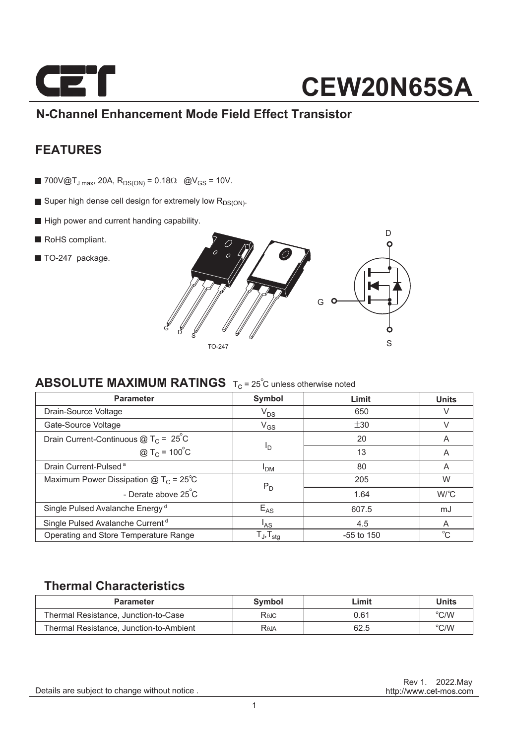# CEW20N65SA

## N-Channel Enhancement Mode Field Effect Transistor

## FEATURES

- 700V@$T_{J\ max}$, 20A, $R_{DS(ON)}$ = 0.18Ω @$V_{GS}$ = 10V.
- Super high dense cell design for extremely low $R_{DS(ON)}$.
- High power and current handing capability.
- RoHS compliant.
- TO-247 package.

G D S

TO-247

D

G

S

## ABSOLUTE MAXIMUM RATINGS $T_C$ = 25°C unless otherwise noted

| Parameter | Symbol | Limit | Units |
|---|---|---|---|
| Drain-Source Voltage | $V_{DS}$ | 650 | V |
| Gate-Source Voltage | $V_{GS}$ | ±30 | V |
| Drain Current-Continuous @ $T_C$ = 25°C | $I_D$ | 20 | A |
| @ $T_C$ = 100°C | | 13 | A |
| Drain Current-Pulsed [a] | $I_{DM}$ | 80 | A |
| Maximum Power Dissipation @ $T_C$ = 25°C | $P_D$ | 205 | W |
| - Derate above 25°C | | 1.64 | W/°C |
| Single Pulsed Avalanche Energy [d] | $E_{AS}$ | 607.5 | mJ |
| Single Pulsed Avalanche Current [d] | $I_{AS}$ | 4.5 | A |
| Operating and Store Temperature Range | $T_J$,$T_{stg}$ | -55 to 150 | °C |

## Thermal Characteristics

| Parameter | Symbol | Limit | Units |
|---|---|---|---|
| Thermal Resistance, Junction-to-Case | $R_{\theta JC}$ | 0.61 | °C/W |
| Thermal Resistance, Junction-to-Ambient | $R_{\theta JA}$ | 62.5 | °C/W |

Rev 1. 2022.May
http://www.cet-mos.com

Details are subject to change without notice .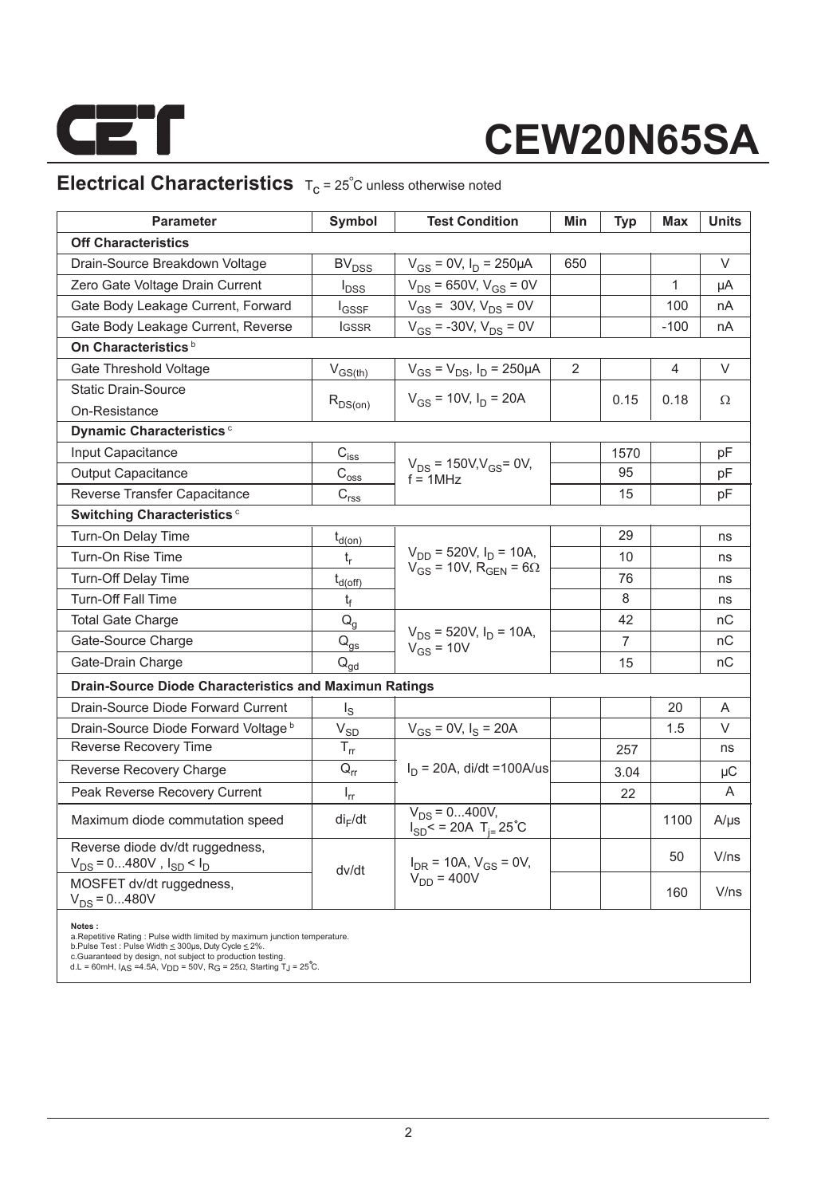# CEW20N65SA

## Electrical Characteristics $T_C = 25^{\circ}C$ unless otherwise noted

| Parameter | Symbol | Test Condition | Min | Typ | Max | Units |
|---|---|---|---|---|---|---|
| **Off Characteristics** | | | | | | |
| Drain-Source Breakdown Voltage | $BV_{DSS}$ | $V_{GS} = 0V, I_D = 250\mu A$ | 650 | | | V |
| Zero Gate Voltage Drain Current | $I_{DSS}$ | $V_{DS} = 650V, V_{GS} = 0V$ | | | 1 | µA |
| Gate Body Leakage Current, Forward | $I_{GSSF}$ | $V_{GS} = 30V, V_{DS} = 0V$ | | | 100 | nA |
| Gate Body Leakage Current, Reverse | $I_{GSSR}$ | $V_{GS} = -30V, V_{DS} = 0V$ | | | -100 | nA |
| **On Characteristics** [b] | | | | | | |
| Gate Threshold Voltage | $V_{GS(th)}$ | $V_{GS} = V_{DS}, I_D = 250\mu A$ | 2 | | 4 | V |
| Static Drain-Source On-Resistance | $R_{DS(on)}$ | $V_{GS} = 10V, I_D = 20A$ | | 0.15 | 0.18 | Ω |
| **Dynamic Characteristics** [c] | | | | | | |
| Input Capacitance | $C_{iss}$ | $V_{DS} = 150V, V_{GS} = 0V$, f = 1MHz | | 1570 | | pF |
| Output Capacitance | $C_{oss}$ | | | 95 | | pF |
| Reverse Transfer Capacitance | $C_{rss}$ | | | 15 | | pF |
| **Switching Characteristics** [c] | | | | | | |
| Turn-On Delay Time | $t_{d(on)}$ | $V_{DD} = 520V, I_D = 10A, V_{GS} = 10V, R_{GEN} = 6\Omega$ | | 29 | | ns |
| Turn-On Rise Time | $t_r$ | | | 10 | | ns |
| Turn-Off Delay Time | $t_{d(off)}$ | | | 76 | | ns |
| Turn-Off Fall Time | $t_f$ | | | 8 | | ns |
| Total Gate Charge | $Q_g$ | $V_{DS} = 520V, I_D = 10A, V_{GS} = 10V$ | | 42 | | nC |
| Gate-Source Charge | $Q_{gs}$ | | | 7 | | nC |
| Gate-Drain Charge | $Q_{gd}$ | | | 15 | | nC |
| **Drain-Source Diode Characteristics and Maximun Ratings** | | | | | | |
| Drain-Source Diode Forward Current | $I_S$ | | | | 20 | A |
| Drain-Source Diode Forward Voltage [b] | $V_{SD}$ | $V_{GS} = 0V, I_S = 20A$ | | | 1.5 | V |
| Reverse Recovery Time | $T_{rr}$ | $I_D = 20A$, di/dt =100A/us | | 257 | | ns |
| Reverse Recovery Charge | $Q_{rr}$ | | | 3.04 | | µC |
| Peak Reverse Recovery Current | $I_{rr}$ | | | 22 | | A |
| Maximum diode commutation speed | $di_F/dt$ | $V_{DS} = 0...400V$, $I_{SD} < = 20A$ $T_j = 25^{\circ}C$ | | | 1100 | A/µs |
| Reverse diode dv/dt ruggedness, $V_{DS} = 0...480V$, $I_{SD} < I_D$ | dv/dt | $I_{DR} = 10A, V_{GS} = 0V$, $V_{DD} = 400V$ | | | 50 | V/ns |
| MOSFET dv/dt ruggedness, $V_{DS} = 0...480V$ | | | | | 160 | V/ns |

**Notes :**
a.Repetitive Rating : Pulse width limited by maximum junction temperature.
b.Pulse Test : Pulse Width ≤ 300µs, Duty Cycle ≤ 2%.
c.Guaranteed by design, not subject to production testing.
d.L = 60mH, $I_{AS}$ =4.5A, $V_{DD}$ = 50V, $R_G$ = 25Ω, Starting $T_J = 25^{\circ}C$.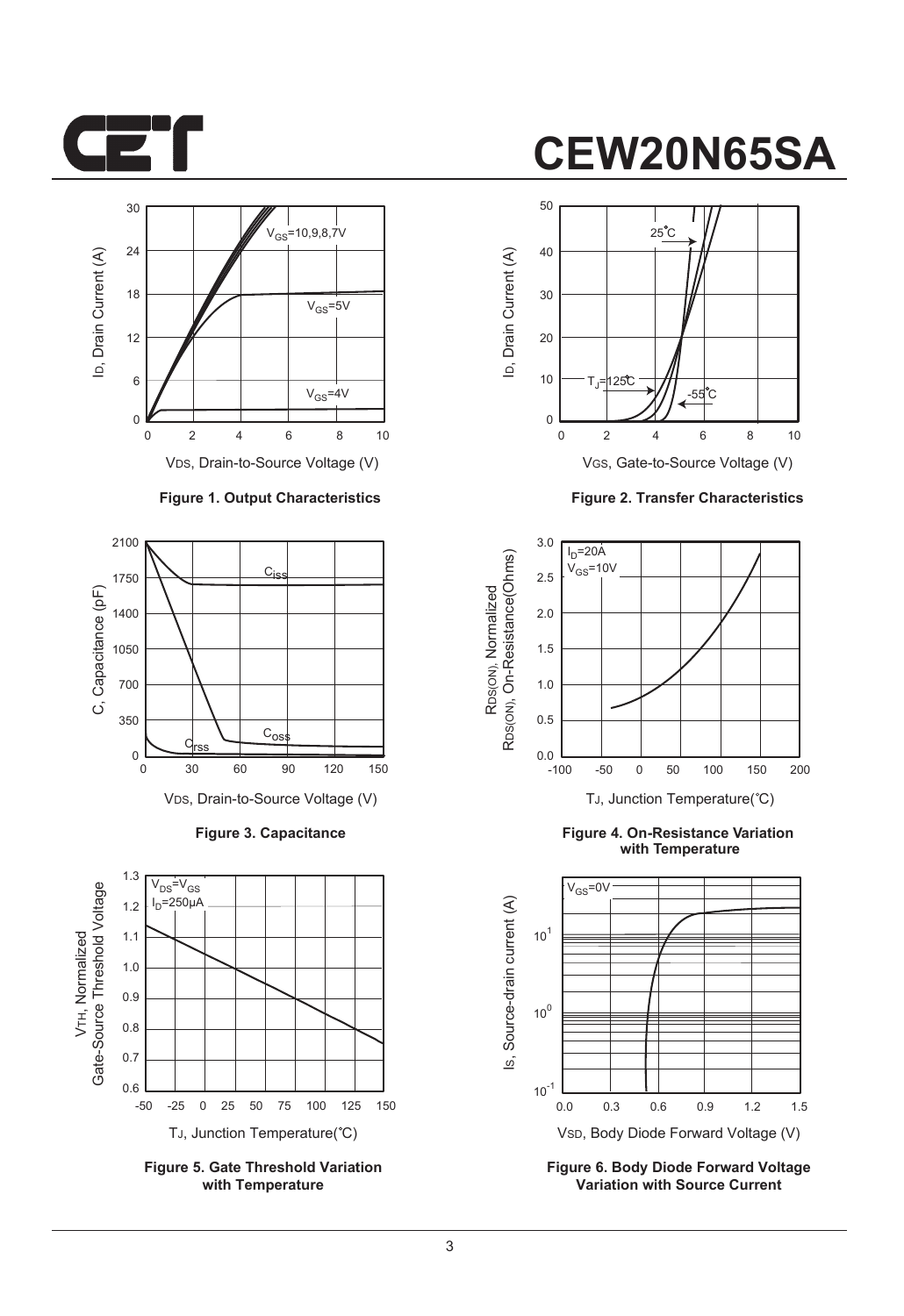Figure 1. Output Characteristics

Figure 2. Transfer Characteristics

Figure 3. Capacitance

Figure 4. On-Resistance Variation with Temperature

Figure 5. Gate Threshold Variation with Temperature

Figure 6. Body Diode Forward Voltage Variation with Source Current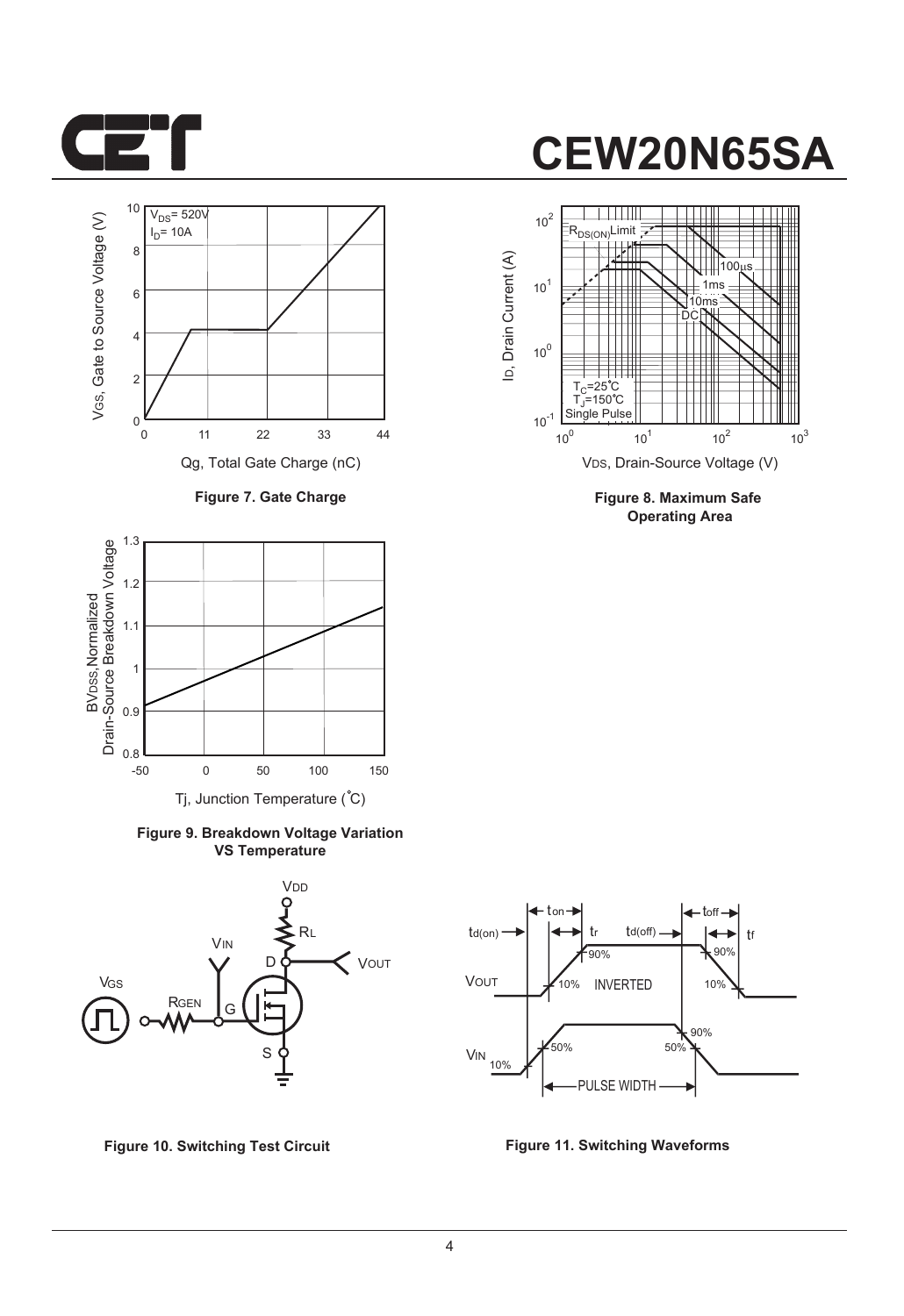# CEW20N65SA

Figure 7. Gate Charge

Figure 8. Maximum Safe Operating Area

Figure 9. Breakdown Voltage Variation VS Temperature

Figure 10. Switching Test Circuit

Figure 11. Switching Waveforms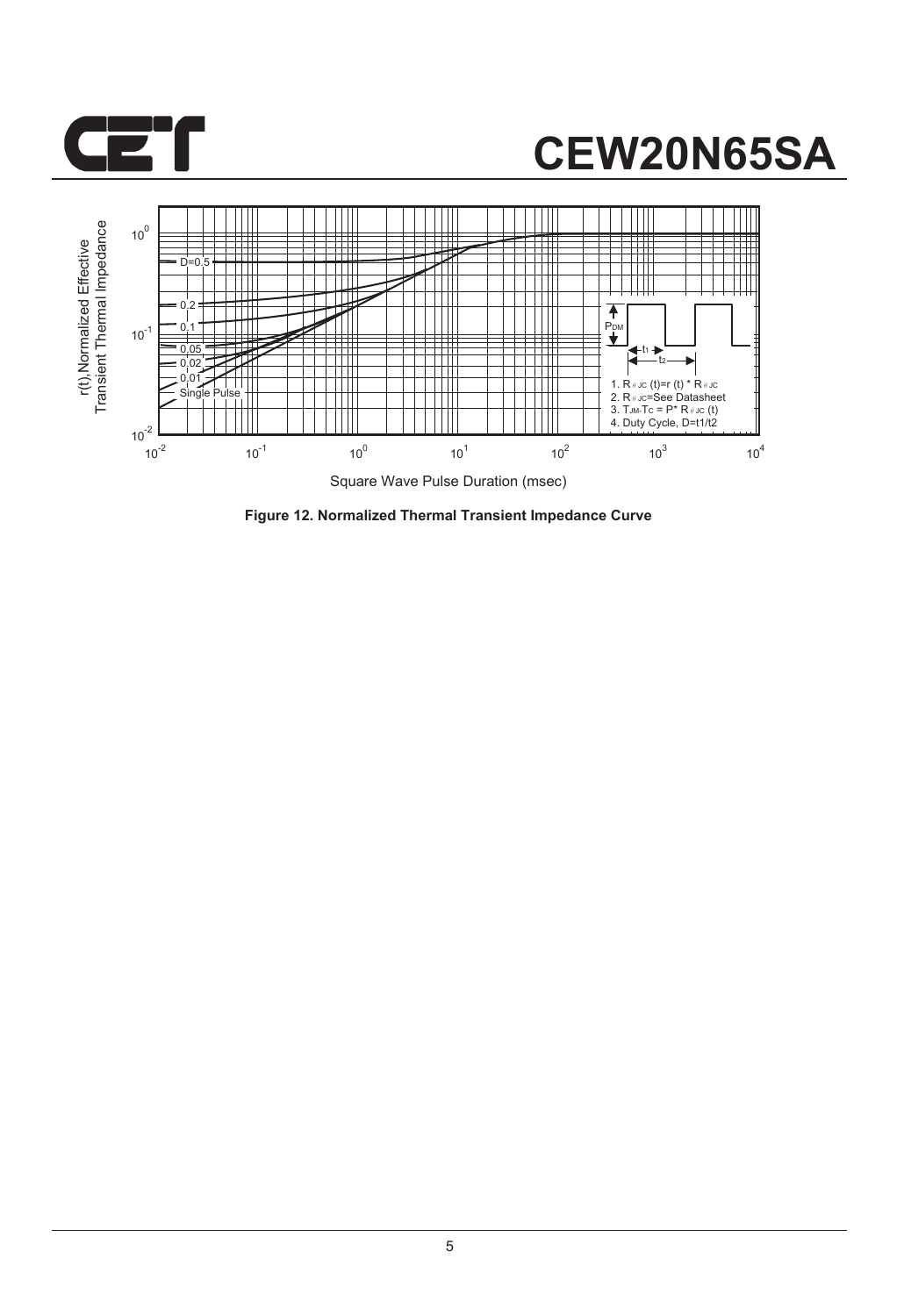CEW20N65SA

r(t),Normalized Effective Transient Thermal Impedance

$10^{0}$

$10^{-1}$

$10^{-2}$

D=0.5

0.2

0.1

0.05

0.02

0.01

Single Pulse

$P_{DM}$

$t_1$

$t_2$

1. $R_{\theta JC}(t)=r(t) * R_{\theta JC}$
2. $R_{\theta JC}$=See Datasheet
3. $T_{JM}-T_C = P^* R_{\theta JC}(t)$
4. Duty Cycle, D=t1/t2

$10^{-2}$ $10^{-1}$ $10^{0}$ $10^{1}$ $10^{2}$ $10^{3}$ $10^{4}$

Square Wave Pulse Duration (msec)

**Figure 12. Normalized Thermal Transient Impedance Curve**